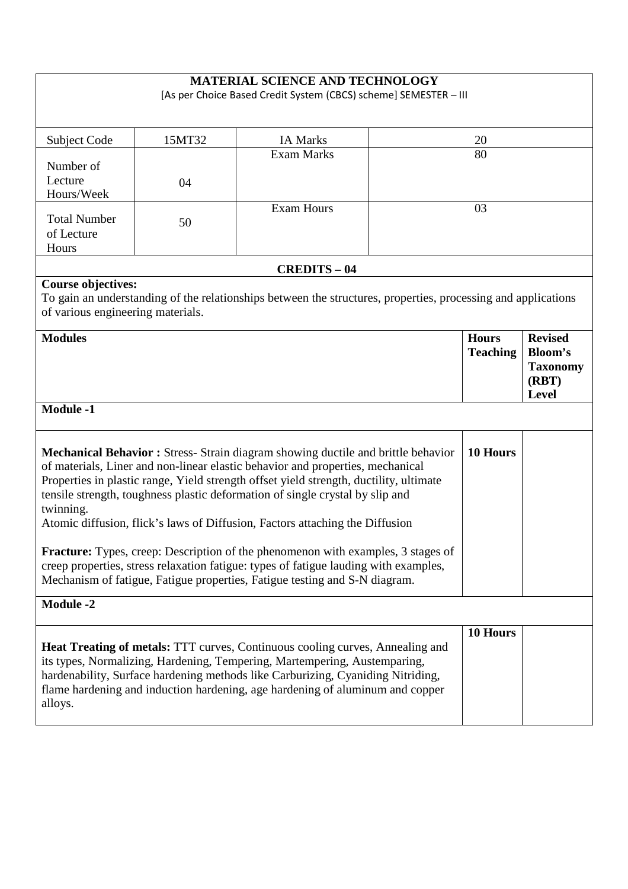# MATERIAL SCIENCE AND TECHNOLOGY

[As per Choice Based Credit System (CBCS) scheme] SEMESTER – III

| Subject Code | 15MT32 | IA Marks | 20 |
|---|---|---|---|
| Number of Lecture Hours/Week | 04 | Exam Marks | 80 |
| Total Number of Lecture Hours | 50 | Exam Hours | 03 |

**CREDITS – 04**

**Course objectives:**
To gain an understanding of the relationships between the structures, properties, processing and applications of various engineering materials.

| **Modules** | **Hours Teaching** | **Revised Bloom's Taxonomy (RBT) Level** |
|---|---|---|
| **Module -1** | | |
| **Mechanical Behavior :** Stress- Strain diagram showing ductile and brittle behavior of materials, Liner and non-linear elastic behavior and properties, mechanical Properties in plastic range, Yield strength offset yield strength, ductility, ultimate tensile strength, toughness plastic deformation of single crystal by slip and twinning. Atomic diffusion, flick's laws of Diffusion, Factors attaching the Diffusion **Fracture:** Types, creep: Description of the phenomenon with examples, 3 stages of creep properties, stress relaxation fatigue: types of fatigue lauding with examples, Mechanism of fatigue, Fatigue properties, Fatigue testing and S-N diagram. | **10 Hours** | |
| **Module -2** | | |
| **Heat Treating of metals:** TTT curves, Continuous cooling curves, Annealing and its types, Normalizing, Hardening, Tempering, Martempering, Austemparing, hardenability, Surface hardening methods like Carburizing, Cyaniding Nitriding, flame hardening and induction hardening, age hardening of aluminum and copper alloys. | **10 Hours** | |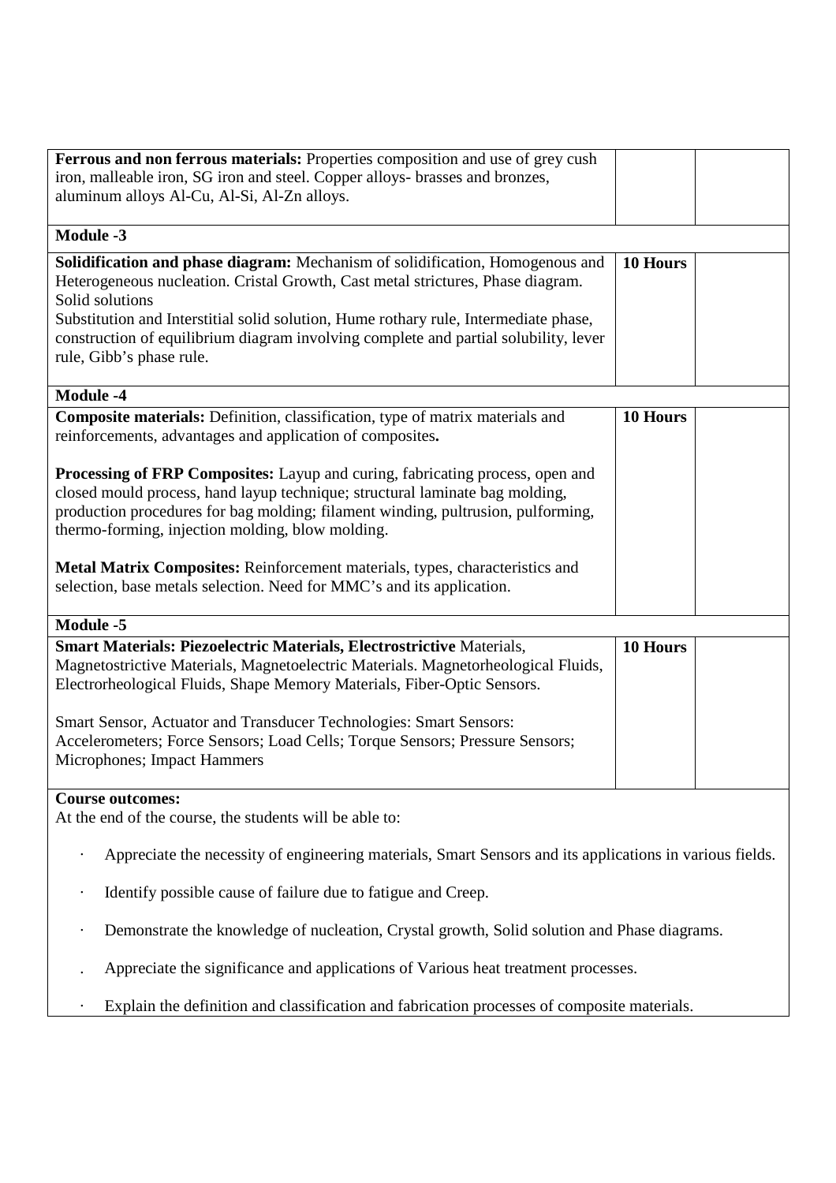| | | |
|---|---|---|
| **Ferrous and non ferrous materials:** Properties composition and use of grey cush iron, malleable iron, SG iron and steel. Copper alloys- brasses and bronzes, aluminum alloys Al-Cu, Al-Si, Al-Zn alloys. | | |
| **Module -3** | | |
| **Solidification and phase diagram:** Mechanism of solidification, Homogenous and Heterogeneous nucleation. Cristal Growth, Cast metal strictures, Phase diagram. Solid solutions<br>Substitution and Interstitial solid solution, Hume rothary rule, Intermediate phase, construction of equilibrium diagram involving complete and partial solubility, lever rule, Gibb's phase rule. | **10 Hours** | |
| **Module -4** | | |
| **Composite materials:** Definition, classification, type of matrix materials and reinforcements, advantages and application of composites**.**<br><br>**Processing of FRP Composites:** Layup and curing, fabricating process, open and closed mould process, hand layup technique; structural laminate bag molding, production procedures for bag molding; filament winding, pultrusion, pulforming, thermo-forming, injection molding, blow molding.<br><br>**Metal Matrix Composites:** Reinforcement materials, types, characteristics and selection, base metals selection. Need for MMC's and its application. | **10 Hours** | |
| **Module -5** | | |
| **Smart Materials: Piezoelectric Materials, Electrostrictive** Materials, Magnetostrictive Materials, Magnetoelectric Materials. Magnetorheological Fluids, Electrorheological Fluids, Shape Memory Materials, Fiber-Optic Sensors.<br><br>Smart Sensor, Actuator and Transducer Technologies: Smart Sensors: Accelerometers; Force Sensors; Load Cells; Torque Sensors; Pressure Sensors; Microphones; Impact Hammers | **10 Hours** | |

**Course outcomes:**

At the end of the course, the students will be able to:

- Appreciate the necessity of engineering materials, Smart Sensors and its applications in various fields.
- Identify possible cause of failure due to fatigue and Creep.
- Demonstrate the knowledge of nucleation, Crystal growth, Solid solution and Phase diagrams.
- Appreciate the significance and applications of Various heat treatment processes.
- Explain the definition and classification and fabrication processes of composite materials.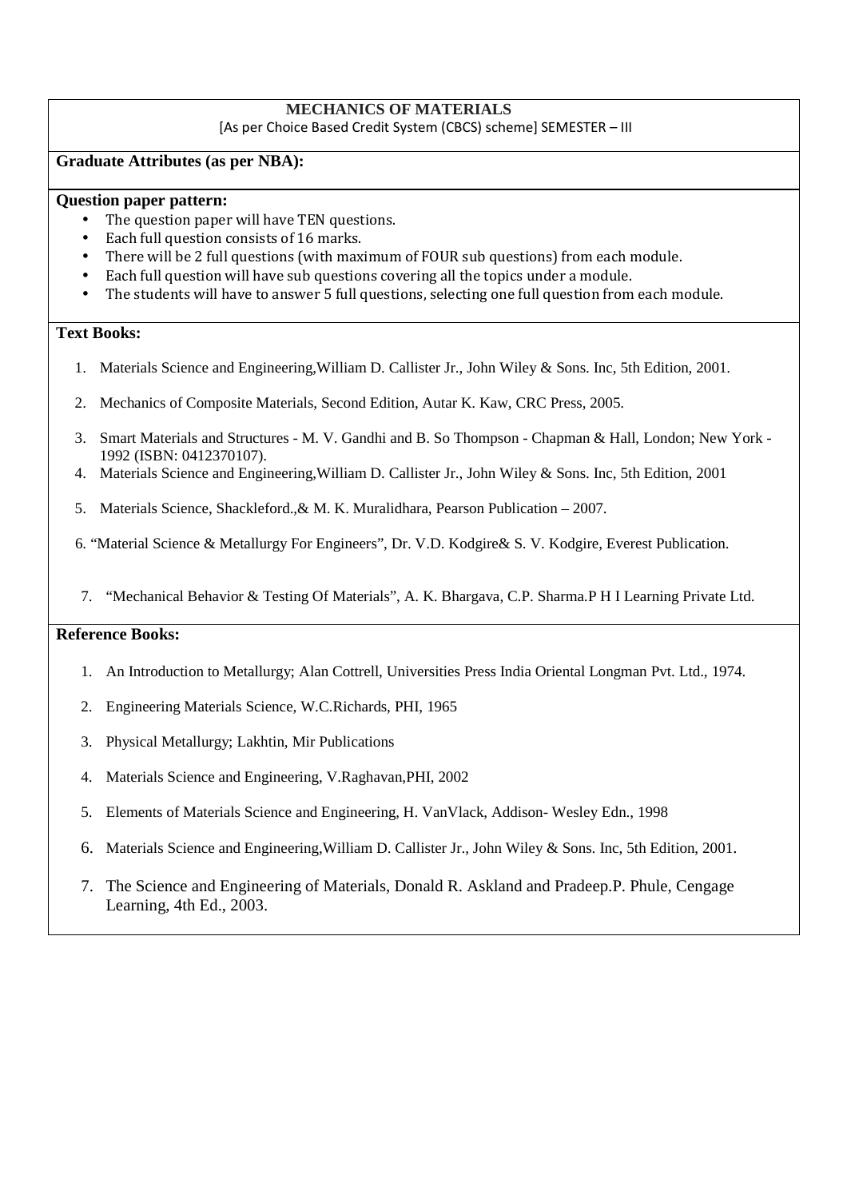## MECHANICS OF MATERIALS

[As per Choice Based Credit System (CBCS) scheme] SEMESTER – III

**Graduate Attributes (as per NBA):**

**Question paper pattern:**

- The question paper will have TEN questions.
- Each full question consists of 16 marks.
- There will be 2 full questions (with maximum of FOUR sub questions) from each module.
- Each full question will have sub questions covering all the topics under a module.
- The students will have to answer 5 full questions, selecting one full question from each module.

**Text Books:**

1. Materials Science and Engineering,William D. Callister Jr., John Wiley & Sons. Inc, 5th Edition, 2001.
2. Mechanics of Composite Materials, Second Edition, Autar K. Kaw, CRC Press, 2005.
3. Smart Materials and Structures - M. V. Gandhi and B. So Thompson - Chapman & Hall, London; New York - 1992 (ISBN: 0412370107).
4. Materials Science and Engineering,William D. Callister Jr., John Wiley & Sons. Inc, 5th Edition, 2001
5. Materials Science, Shackleford.,& M. K. Muralidhara, Pearson Publication – 2007.
6. "Material Science & Metallurgy For Engineers", Dr. V.D. Kodgire& S. V. Kodgire, Everest Publication.
7. "Mechanical Behavior & Testing Of Materials", A. K. Bhargava, C.P. Sharma.P H I Learning Private Ltd.

**Reference Books:**

1. An Introduction to Metallurgy; Alan Cottrell, Universities Press India Oriental Longman Pvt. Ltd., 1974.
2. Engineering Materials Science, W.C.Richards, PHI, 1965
3. Physical Metallurgy; Lakhtin, Mir Publications
4. Materials Science and Engineering, V.Raghavan,PHI, 2002
5. Elements of Materials Science and Engineering, H. VanVlack, Addison- Wesley Edn., 1998
6. Materials Science and Engineering,William D. Callister Jr., John Wiley & Sons. Inc, 5th Edition, 2001.
7. The Science and Engineering of Materials, Donald R. Askland and Pradeep.P. Phule, Cengage Learning, 4th Ed., 2003.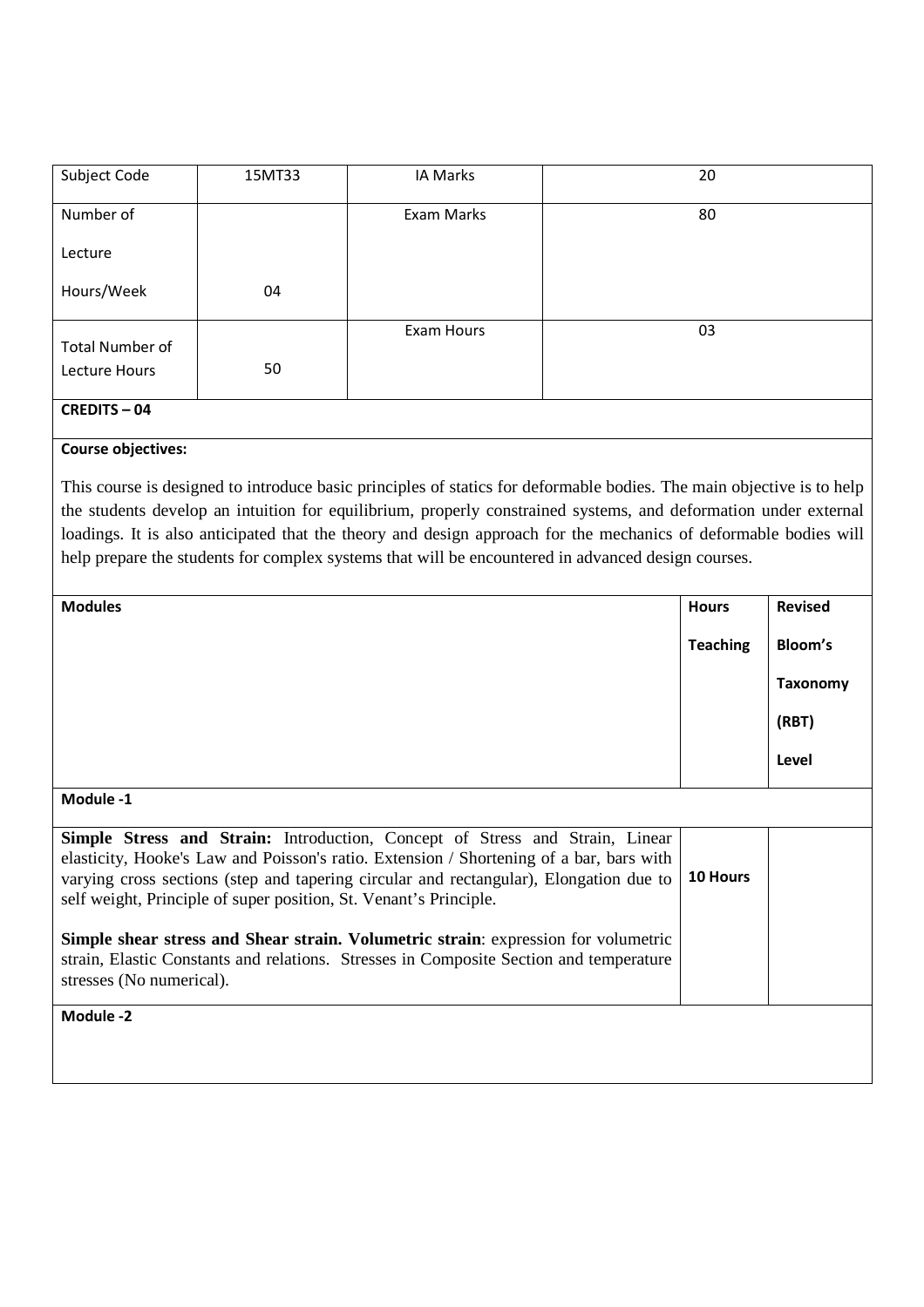| Subject Code | 15MT33 | IA Marks | 20 |
|---|---|---|---|
| Number of Lecture Hours/Week | 04 | Exam Marks | 80 |
| Total Number of Lecture Hours | 50 | Exam Hours | 03 |

**CREDITS – 04**

**Course objectives:**

This course is designed to introduce basic principles of statics for deformable bodies. The main objective is to help the students develop an intuition for equilibrium, properly constrained systems, and deformation under external loadings. It is also anticipated that the theory and design approach for the mechanics of deformable bodies will help prepare the students for complex systems that will be encountered in advanced design courses.

| Modules | Teaching Hours | Revised Bloom's Taxonomy (RBT) Level |
|---|---|---|
| **Module -1** | | |
| **Simple Stress and Strain:** Introduction, Concept of Stress and Strain, Linear elasticity, Hooke's Law and Poisson's ratio. Extension / Shortening of a bar, bars with varying cross sections (step and tapering circular and rectangular), Elongation due to self weight, Principle of super position, St. Venant's Principle.<br><br>**Simple shear stress and Shear strain. Volumetric strain**: expression for volumetric strain, Elastic Constants and relations. Stresses in Composite Section and temperature stresses (No numerical). | **10 Hours** | |
| **Module -2** | | |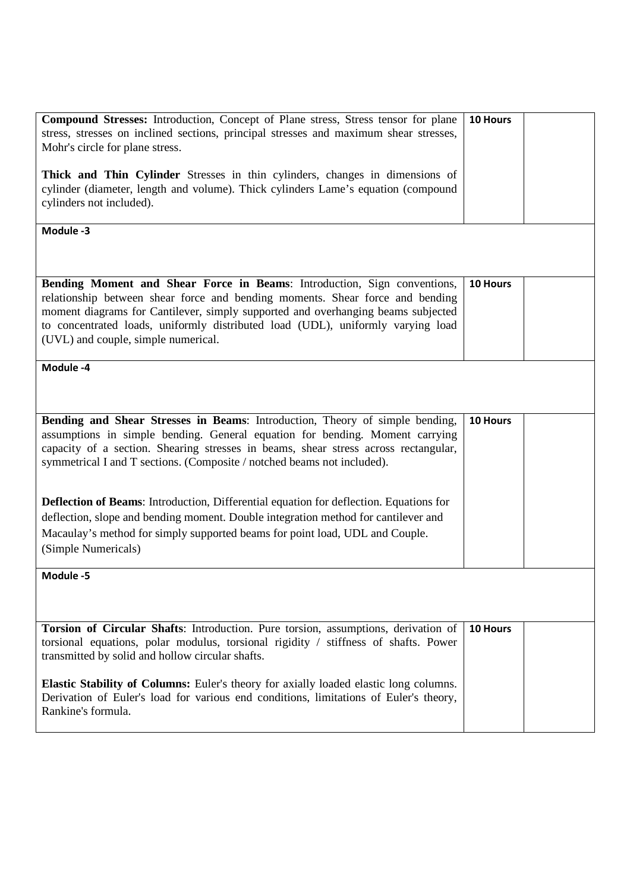| | | |
|---|---|---|
| **Compound Stresses:** Introduction, Concept of Plane stress, Stress tensor for plane stress, stresses on inclined sections, principal stresses and maximum shear stresses, Mohr's circle for plane stress.<br><br>**Thick and Thin Cylinder** Stresses in thin cylinders, changes in dimensions of cylinder (diameter, length and volume). Thick cylinders Lame's equation (compound cylinders not included). | **10 Hours** | |
| **Module -3** | | |
| **Bending Moment and Shear Force in Beams**: Introduction, Sign conventions, relationship between shear force and bending moments. Shear force and bending moment diagrams for Cantilever, simply supported and overhanging beams subjected to concentrated loads, uniformly distributed load (UDL), uniformly varying load (UVL) and couple, simple numerical. | **10 Hours** | |
| **Module -4** | | |
| **Bending and Shear Stresses in Beams**: Introduction, Theory of simple bending, assumptions in simple bending. General equation for bending. Moment carrying capacity of a section. Shearing stresses in beams, shear stress across rectangular, symmetrical I and T sections. (Composite / notched beams not included).<br><br>**Deflection of Beams**: Introduction, Differential equation for deflection. Equations for deflection, slope and bending moment. Double integration method for cantilever and Macaulay's method for simply supported beams for point load, UDL and Couple. (Simple Numericals) | **10 Hours** | |
| **Module -5** | | |
| **Torsion of Circular Shafts**: Introduction. Pure torsion, assumptions, derivation of torsional equations, polar modulus, torsional rigidity / stiffness of shafts. Power transmitted by solid and hollow circular shafts.<br><br>**Elastic Stability of Columns:** Euler's theory for axially loaded elastic long columns. Derivation of Euler's load for various end conditions, limitations of Euler's theory, Rankine's formula. | **10 Hours** | |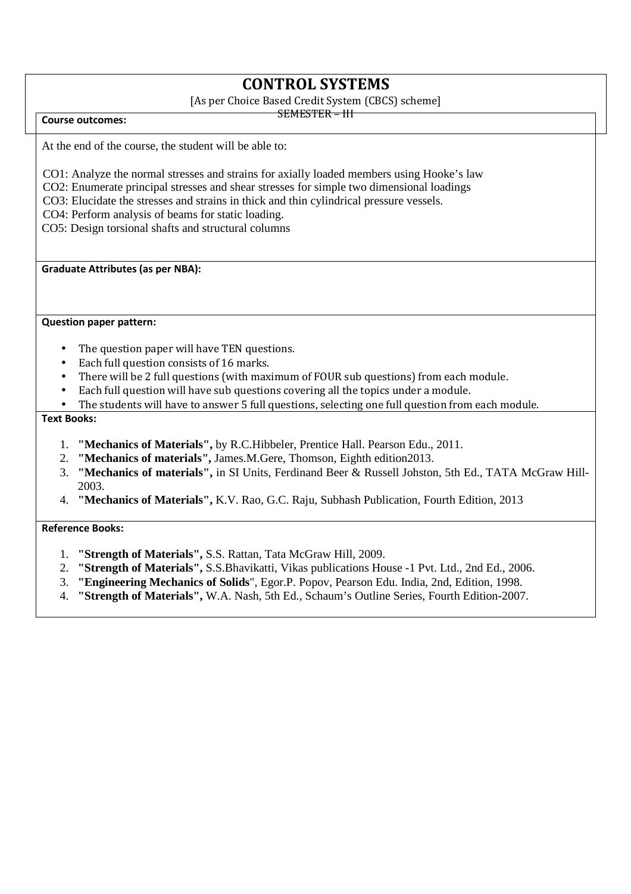# CONTROL SYSTEMS

[As per Choice Based Credit System (CBCS) scheme]

SEMESTER – III

**Course outcomes:**

At the end of the course, the student will be able to:

CO1: Analyze the normal stresses and strains for axially loaded members using Hooke's law
CO2: Enumerate principal stresses and shear stresses for simple two dimensional loadings
CO3: Elucidate the stresses and strains in thick and thin cylindrical pressure vessels.
CO4: Perform analysis of beams for static loading.
CO5: Design torsional shafts and structural columns

**Graduate Attributes (as per NBA):**

**Question paper pattern:**

- The question paper will have TEN questions.
- Each full question consists of 16 marks.
- There will be 2 full questions (with maximum of FOUR sub questions) from each module.
- Each full question will have sub questions covering all the topics under a module.
- The students will have to answer 5 full questions, selecting one full question from each module.

**Text Books:**

1. **"Mechanics of Materials",** by R.C.Hibbeler, Prentice Hall. Pearson Edu., 2011.
2. **"Mechanics of materials",** James.M.Gere, Thomson, Eighth edition2013.
3. **"Mechanics of materials",** in SI Units, Ferdinand Beer & Russell Johston, 5th Ed., TATA McGraw Hill-2003.
4. **"Mechanics of Materials",** K.V. Rao, G.C. Raju, Subhash Publication, Fourth Edition, 2013

**Reference Books:**

1. **"Strength of Materials",** S.S. Rattan, Tata McGraw Hill, 2009.
2. **"Strength of Materials",** S.S.Bhavikatti, Vikas publications House -1 Pvt. Ltd., 2nd Ed., 2006.
3. **"Engineering Mechanics of Solids**", Egor.P. Popov, Pearson Edu. India, 2nd, Edition, 1998.
4. **"Strength of Materials",** W.A. Nash, 5th Ed., Schaum's Outline Series, Fourth Edition-2007.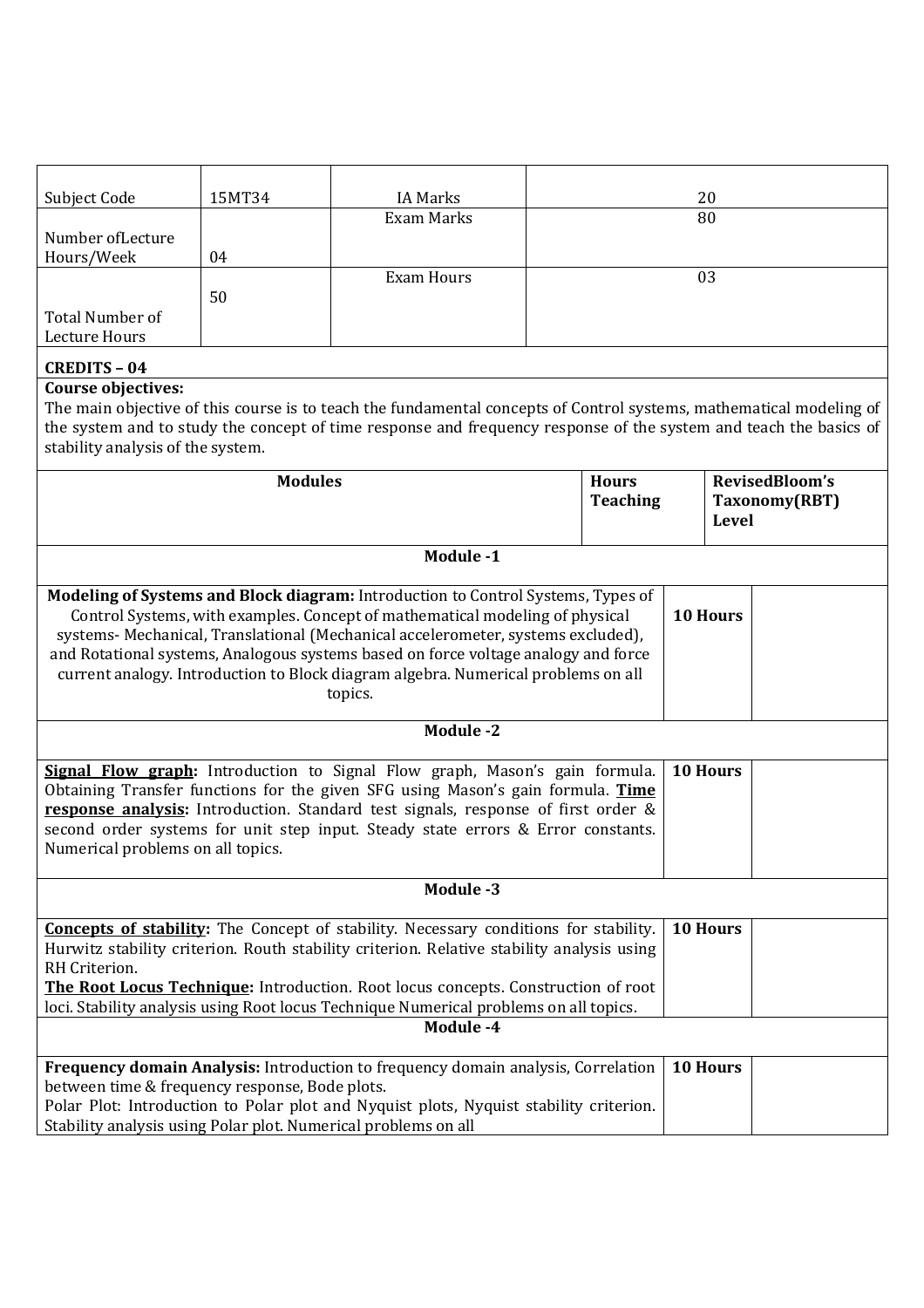| Subject Code | 15MT34 | IA Marks | 20 |
|---|---|---|---|
| Number ofLecture Hours/Week | 04 | Exam Marks | 80 |
| Total Number of Lecture Hours | 50 | Exam Hours | 03 |

**CREDITS – 04**

**Course objectives:**
The main objective of this course is to teach the fundamental concepts of Control systems, mathematical modeling of the system and to study the concept of time response and frequency response of the system and teach the basics of stability analysis of the system.

| Modules | Hours Teaching | RevisedBloom's Taxonomy(RBT) Level |
|---|---|---|
| **Module -1** | | |
| **Modeling of Systems and Block diagram:** Introduction to Control Systems, Types of Control Systems, with examples. Concept of mathematical modeling of physical systems- Mechanical, Translational (Mechanical accelerometer, systems excluded), and Rotational systems, Analogous systems based on force voltage analogy and force current analogy. Introduction to Block diagram algebra. Numerical problems on all topics. | **10 Hours** | |
| **Module -2** | | |
| **Signal Flow graph:** Introduction to Signal Flow graph, Mason's gain formula. Obtaining Transfer functions for the given SFG using Mason's gain formula. **Time response analysis:** Introduction. Standard test signals, response of first order & second order systems for unit step input. Steady state errors & Error constants. Numerical problems on all topics. | **10 Hours** | |
| **Module -3** | | |
| **Concepts of stability:** The Concept of stability. Necessary conditions for stability. Hurwitz stability criterion. Routh stability criterion. Relative stability analysis using RH Criterion. **The Root Locus Technique:** Introduction. Root locus concepts. Construction of root loci. Stability analysis using Root locus Technique Numerical problems on all topics. | **10 Hours** | |
| **Module -4** | | |
| **Frequency domain Analysis:** Introduction to frequency domain analysis, Correlation between time & frequency response, Bode plots. Polar Plot: Introduction to Polar plot and Nyquist plots, Nyquist stability criterion. Stability analysis using Polar plot. Numerical problems on all | **10 Hours** | |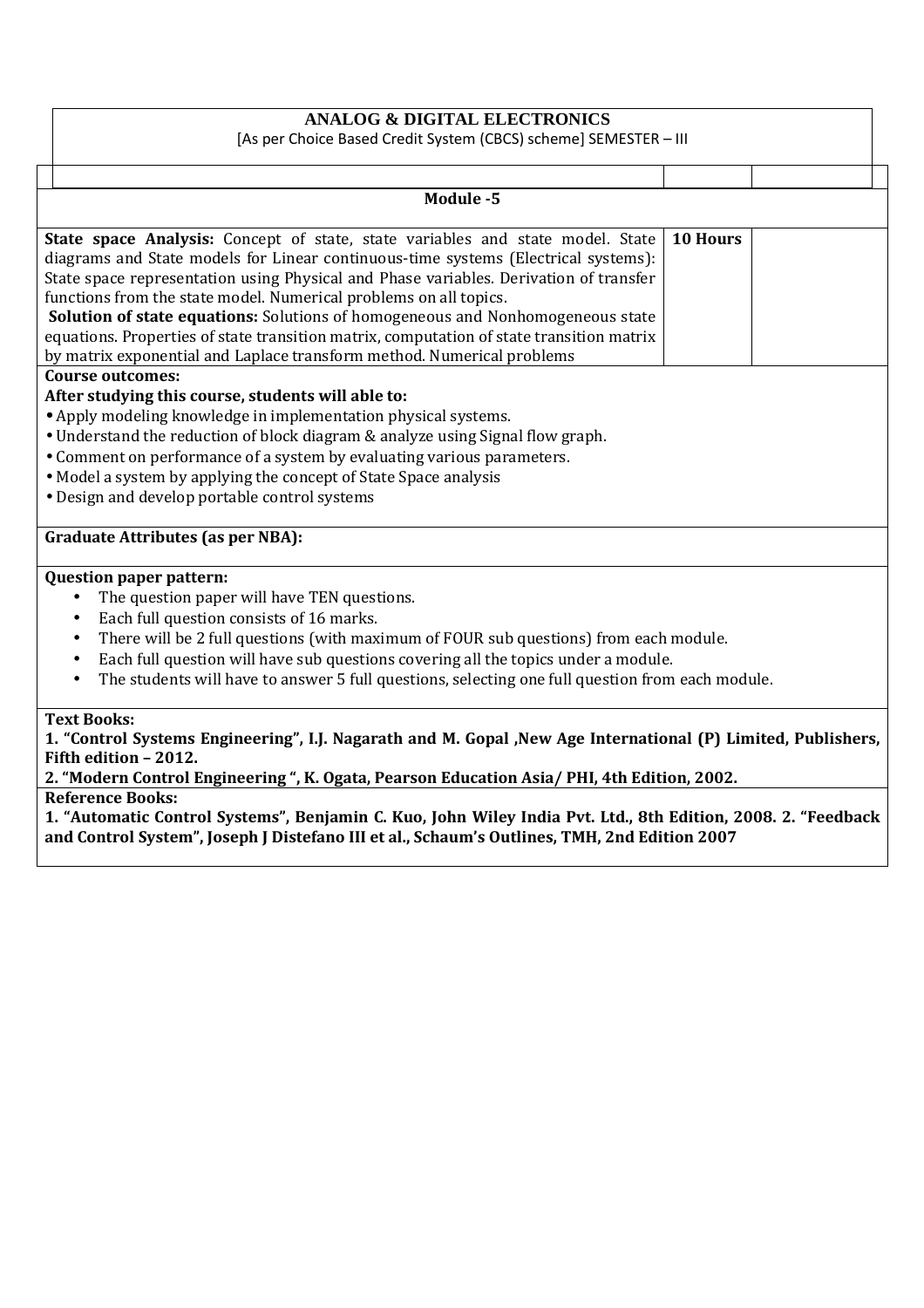**ANALOG & DIGITAL ELECTRONICS**

[As per Choice Based Credit System (CBCS) scheme] SEMESTER – III

| | | |
|---|---|---|
| | | |
| **Module -5** | | |
| **State space Analysis:** Concept of state, state variables and state model. State diagrams and State models for Linear continuous-time systems (Electrical systems): State space representation using Physical and Phase variables. Derivation of transfer functions from the state model. Numerical problems on all topics.<br>**Solution of state equations:** Solutions of homogeneous and Nonhomogeneous state equations. Properties of state transition matrix, computation of state transition matrix by matrix exponential and Laplace transform method. Numerical problems | **10 Hours** | |

**Course outcomes:**

**After studying this course, students will able to:**

- Apply modeling knowledge in implementation physical systems.
- Understand the reduction of block diagram & analyze using Signal flow graph.
- Comment on performance of a system by evaluating various parameters.
- Model a system by applying the concept of State Space analysis
- Design and develop portable control systems

**Graduate Attributes (as per NBA):**

**Question paper pattern:**

- The question paper will have TEN questions.
- Each full question consists of 16 marks.
- There will be 2 full questions (with maximum of FOUR sub questions) from each module.
- Each full question will have sub questions covering all the topics under a module.
- The students will have to answer 5 full questions, selecting one full question from each module.

**Text Books:**

**1. "Control Systems Engineering", I.J. Nagarath and M. Gopal ,New Age International (P) Limited, Publishers, Fifth edition – 2012.**

**2. "Modern Control Engineering ", K. Ogata, Pearson Education Asia/ PHI, 4th Edition, 2002.**

**Reference Books:**

**1. "Automatic Control Systems", Benjamin C. Kuo, John Wiley India Pvt. Ltd., 8th Edition, 2008. 2. "Feedback and Control System", Joseph J Distefano III et al., Schaum's Outlines, TMH, 2nd Edition 2007**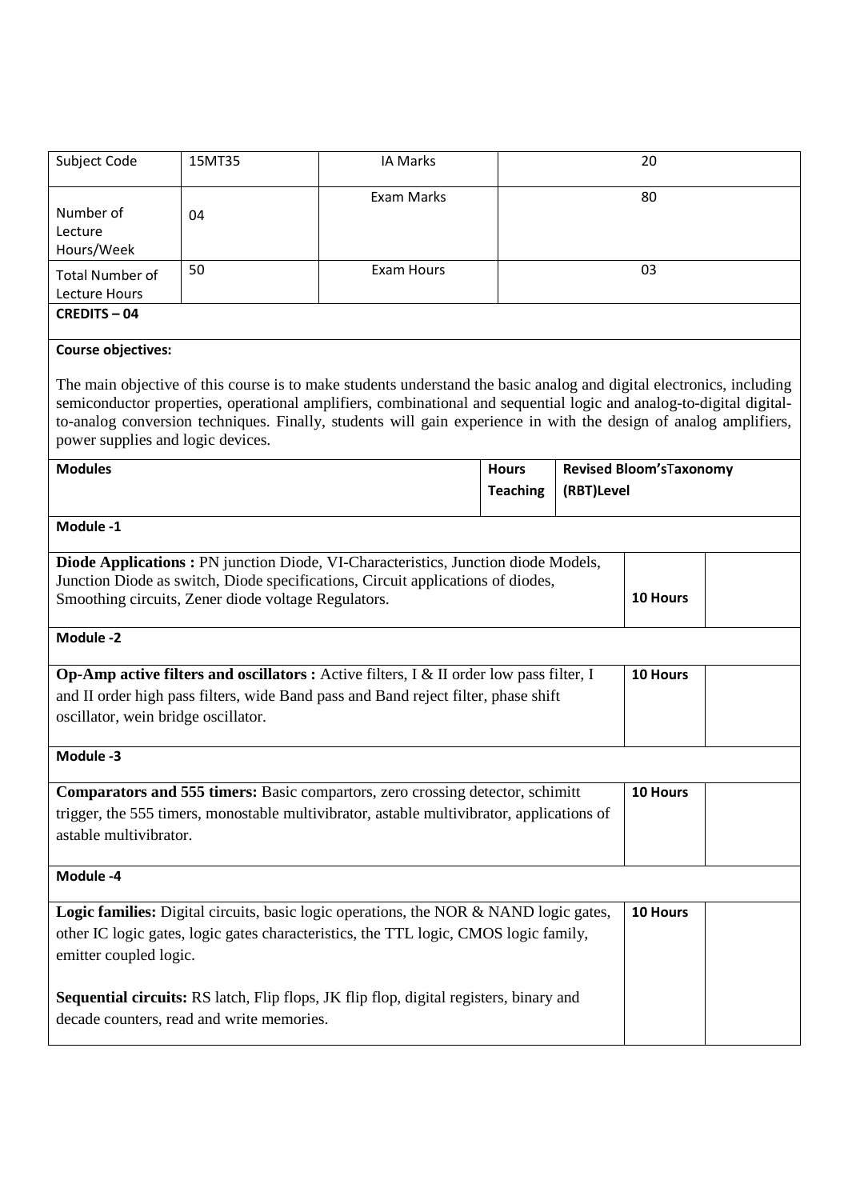| Subject Code | 15MT35 | IA Marks | 20 |
|---|---|---|---|
| Number of Lecture Hours/Week | 04 | Exam Marks | 80 |
| Total Number of Lecture Hours | 50 | Exam Hours | 03 |

**CREDITS – 04**

**Course objectives:**

The main objective of this course is to make students understand the basic analog and digital electronics, including semiconductor properties, operational amplifiers, combinational and sequential logic and analog-to-digital digital-to-analog conversion techniques. Finally, students will gain experience in with the design of analog amplifiers, power supplies and logic devices.

| Modules | Hours Teaching | Revised Bloom'sTaxonomy (RBT)Level |
|---|---|---|
| **Module -1** | | |
| **Diode Applications :** PN junction Diode, VI-Characteristics, Junction diode Models, Junction Diode as switch, Diode specifications, Circuit applications of diodes, Smoothing circuits, Zener diode voltage Regulators. | 10 Hours | |
| **Module -2** | | |
| **Op-Amp active filters and oscillators :** Active filters, I & II order low pass filter, I and II order high pass filters, wide Band pass and Band reject filter, phase shift oscillator, wein bridge oscillator. | 10 Hours | |
| **Module -3** | | |
| **Comparators and 555 timers:** Basic compartors, zero crossing detector, schimitt trigger, the 555 timers, monostable multivibrator, astable multivibrator, applications of astable multivibrator. | 10 Hours | |
| **Module -4** | | |
| **Logic families:** Digital circuits, basic logic operations, the NOR & NAND logic gates, other IC logic gates, logic gates characteristics, the TTL logic, CMOS logic family, emitter coupled logic.<br><br>**Sequential circuits:** RS latch, Flip flops, JK flip flop, digital registers, binary and decade counters, read and write memories. | 10 Hours | |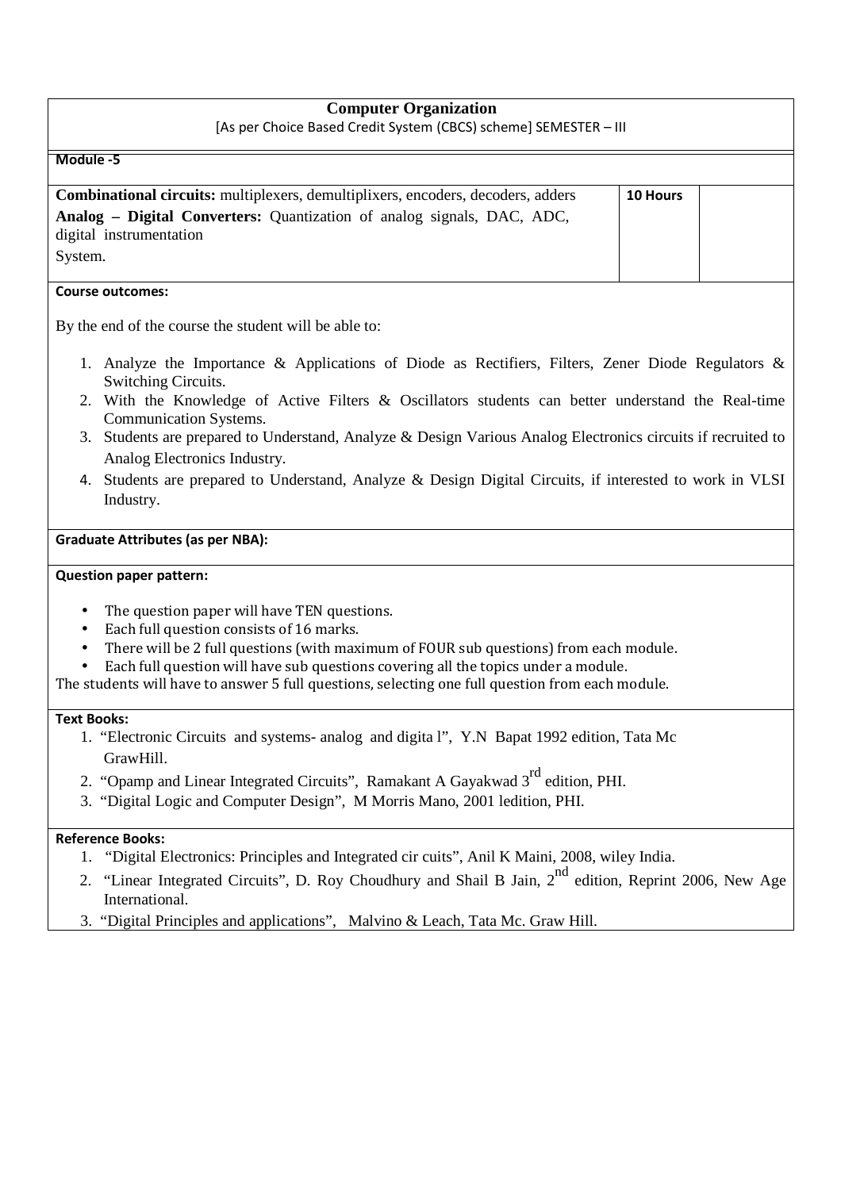**Computer Organization**

[As per Choice Based Credit System (CBCS) scheme] SEMESTER – III

**Module -5**

| | | |
|---|---|---|
| **Combinational circuits:** multiplexers, demultiplixers, encoders, decoders, adders<br>**Analog – Digital Converters:** Quantization of analog signals, DAC, ADC, digital instrumentation System. | **10 Hours** | |

**Course outcomes:**

By the end of the course the student will be able to:

1. Analyze the Importance & Applications of Diode as Rectifiers, Filters, Zener Diode Regulators & Switching Circuits.
2. With the Knowledge of Active Filters & Oscillators students can better understand the Real-time Communication Systems.
3. Students are prepared to Understand, Analyze & Design Various Analog Electronics circuits if recruited to Analog Electronics Industry.
4. Students are prepared to Understand, Analyze & Design Digital Circuits, if interested to work in VLSI Industry.

**Graduate Attributes (as per NBA):**

**Question paper pattern:**

- The question paper will have TEN questions.
- Each full question consists of 16 marks.
- There will be 2 full questions (with maximum of FOUR sub questions) from each module.
- Each full question will have sub questions covering all the topics under a module.

The students will have to answer 5 full questions, selecting one full question from each module.

**Text Books:**

1. "Electronic Circuits and systems- analog and digita l", Y.N Bapat 1992 edition, Tata Mc GrawHill.
2. "Opamp and Linear Integrated Circuits", Ramakant A Gayakwad 3rd edition, PHI.
3. "Digital Logic and Computer Design", M Morris Mano, 2001 ledition, PHI.

**Reference Books:**

1. "Digital Electronics: Principles and Integrated cir cuits", Anil K Maini, 2008, wiley India.
2. "Linear Integrated Circuits", D. Roy Choudhury and Shail B Jain, 2nd edition, Reprint 2006, New Age International.
3. "Digital Principles and applications", Malvino & Leach, Tata Mc. Graw Hill.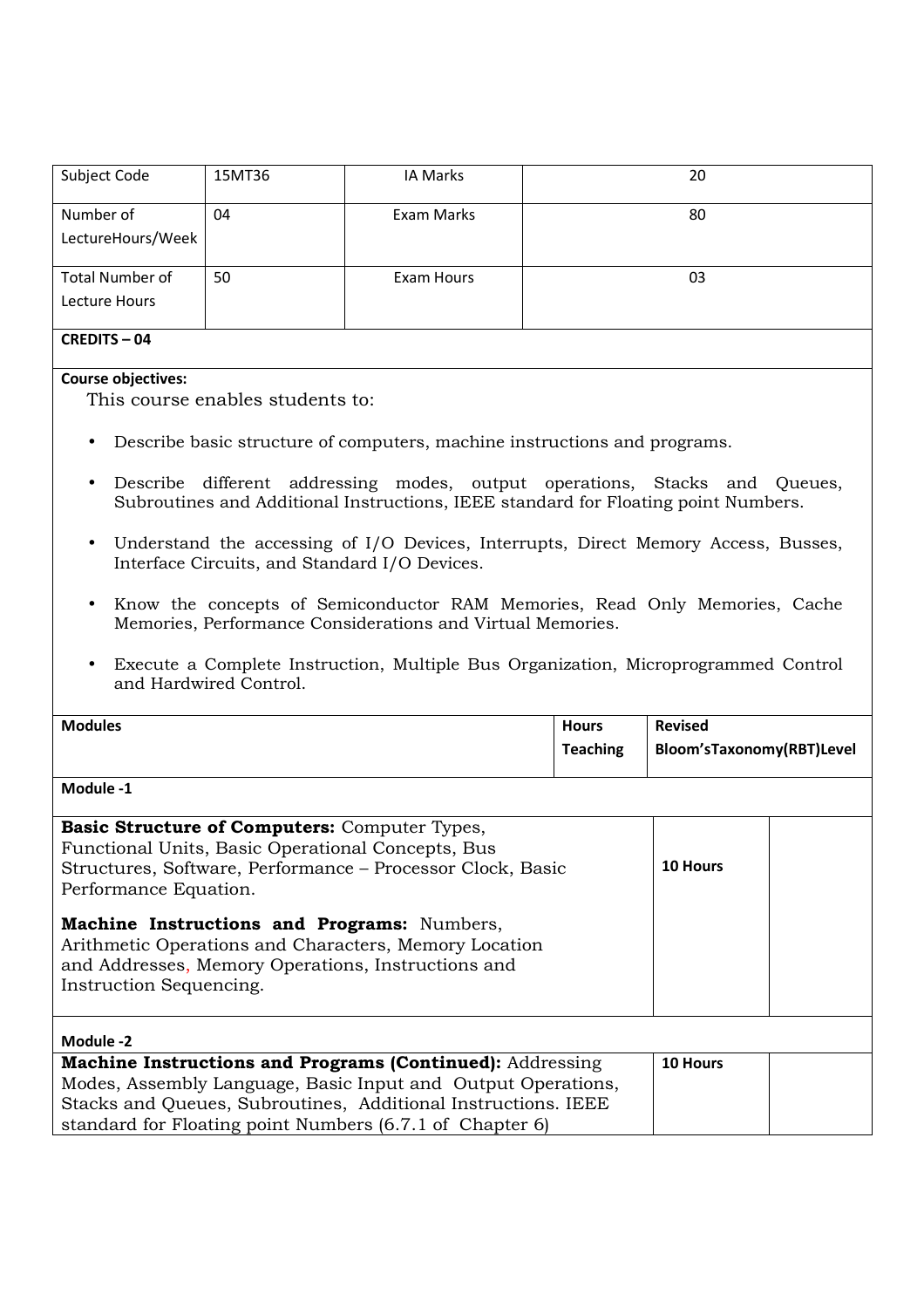| Subject Code | 15MT36 | IA Marks | 20 |
|---|---|---|---|
| Number of LectureHours/Week | 04 | Exam Marks | 80 |
| Total Number of Lecture Hours | 50 | Exam Hours | 03 |

**CREDITS – 04**

**Course objectives:**

This course enables students to:

- Describe basic structure of computers, machine instructions and programs.
- Describe different addressing modes, output operations, Stacks and Queues, Subroutines and Additional Instructions, IEEE standard for Floating point Numbers.
- Understand the accessing of I/O Devices, Interrupts, Direct Memory Access, Busses, Interface Circuits, and Standard I/O Devices.
- Know the concepts of Semiconductor RAM Memories, Read Only Memories, Cache Memories, Performance Considerations and Virtual Memories.
- Execute a Complete Instruction, Multiple Bus Organization, Microprogrammed Control and Hardwired Control.

| Modules | Teaching Hours | Revised Bloom'sTaxonomy(RBT)Level |
|---|---|---|
| **Module -1** | | |
| **Basic Structure of Computers:** Computer Types, Functional Units, Basic Operational Concepts, Bus Structures, Software, Performance – Processor Clock, Basic Performance Equation.<br><br>**Machine Instructions and Programs:** Numbers, Arithmetic Operations and Characters, Memory Location and Addresses, Memory Operations, Instructions and Instruction Sequencing. | 10 Hours | |
| **Module -2** | | |
| **Machine Instructions and Programs (Continued):** Addressing Modes, Assembly Language, Basic Input and Output Operations, Stacks and Queues, Subroutines, Additional Instructions. IEEE standard for Floating point Numbers (6.7.1 of Chapter 6) | 10 Hours | |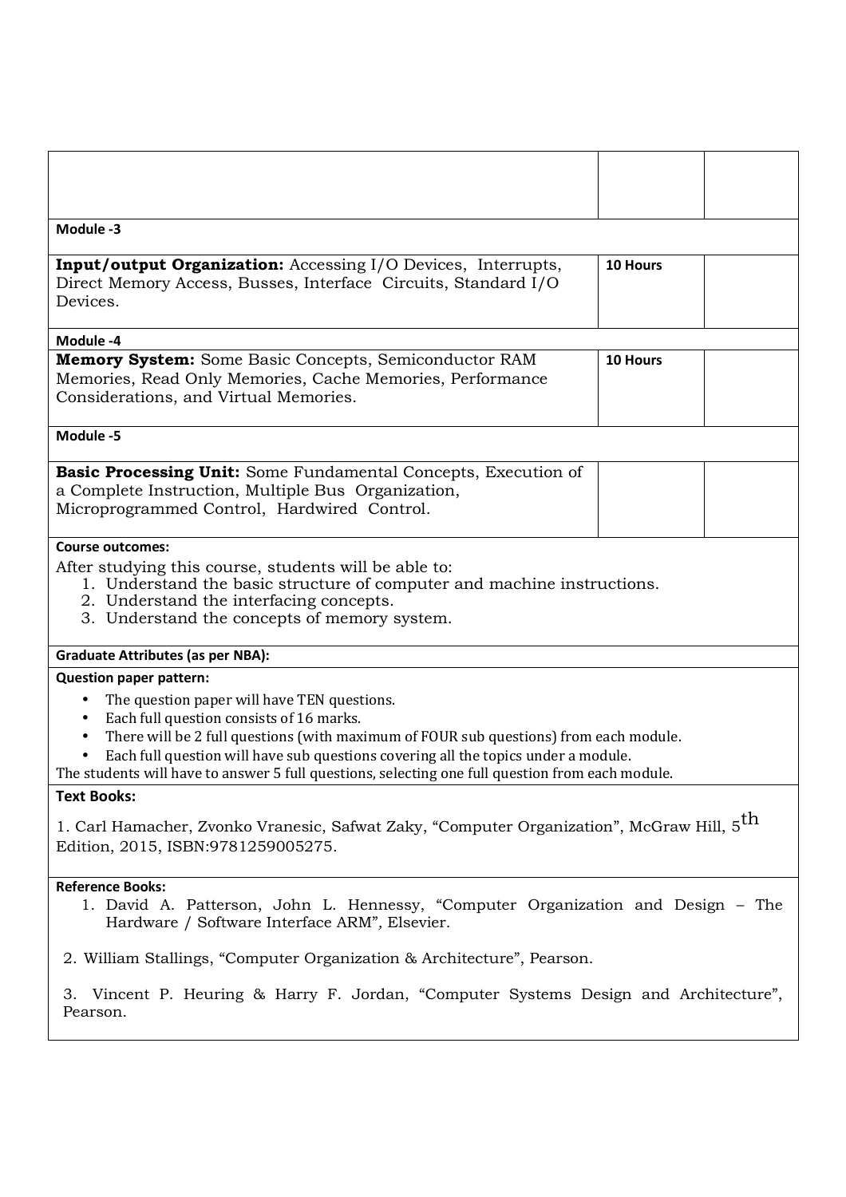| | | |
|---|---|---|
| **Module -3** | | |
| **Input/output Organization:** Accessing I/O Devices, Interrupts, Direct Memory Access, Busses, Interface Circuits, Standard I/O Devices. | **10 Hours** | |
| **Module -4** | | |
| **Memory System:** Some Basic Concepts, Semiconductor RAM Memories, Read Only Memories, Cache Memories, Performance Considerations, and Virtual Memories. | **10 Hours** | |
| **Module -5** | | |
| **Basic Processing Unit:** Some Fundamental Concepts, Execution of a Complete Instruction, Multiple Bus Organization, Microprogrammed Control, Hardwired Control. | | |

**Course outcomes:**

After studying this course, students will be able to:

1. Understand the basic structure of computer and machine instructions.
2. Understand the interfacing concepts.
3. Understand the concepts of memory system.

**Graduate Attributes (as per NBA):**

**Question paper pattern:**

- The question paper will have TEN questions.
- Each full question consists of 16 marks.
- There will be 2 full questions (with maximum of FOUR sub questions) from each module.
- Each full question will have sub questions covering all the topics under a module.

The students will have to answer 5 full questions, selecting one full question from each module.

**Text Books:**

1. Carl Hamacher, Zvonko Vranesic, Safwat Zaky, "Computer Organization", McGraw Hill, 5th Edition, 2015, ISBN:9781259005275.

**Reference Books:**

1. David A. Patterson, John L. Hennessy, "Computer Organization and Design – The Hardware / Software Interface ARM", Elsevier.
2. William Stallings, "Computer Organization & Architecture", Pearson.
3. Vincent P. Heuring & Harry F. Jordan, "Computer Systems Design and Architecture", Pearson.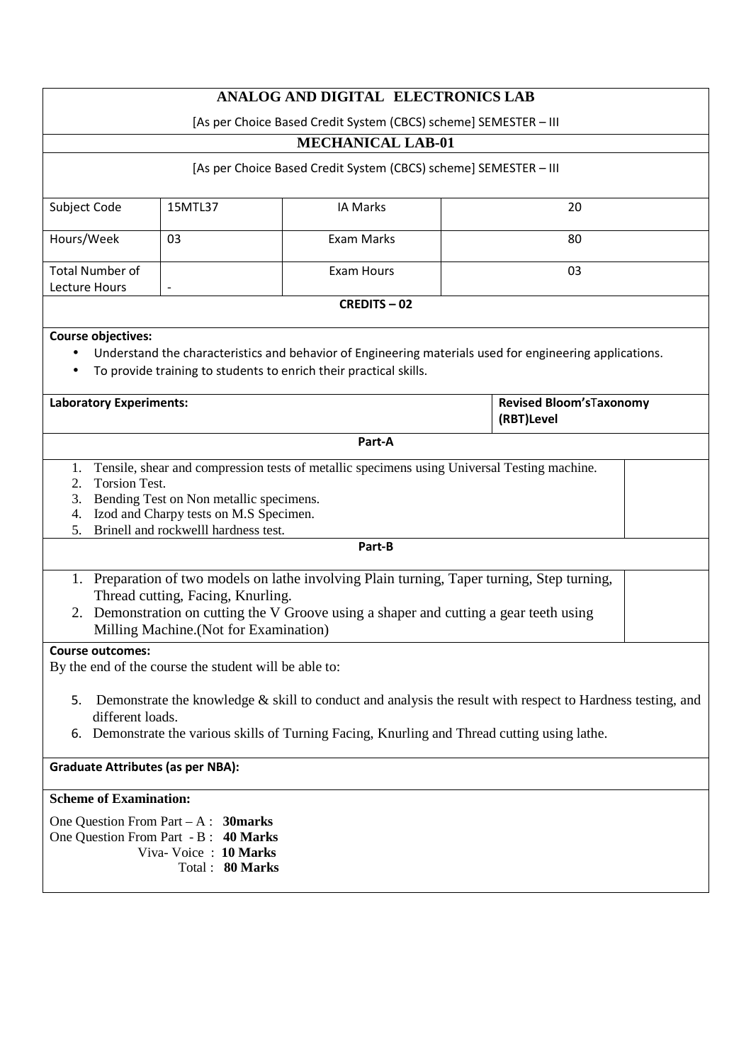# ANALOG AND DIGITAL ELECTRONICS LAB

[As per Choice Based Credit System (CBCS) scheme] SEMESTER – III

## MECHANICAL LAB-01

[As per Choice Based Credit System (CBCS) scheme] SEMESTER – III

| Subject Code | 15MTL37 | IA Marks | 20 |
|---|---|---|---|
| Hours/Week | 03 | Exam Marks | 80 |
| Total Number of Lecture Hours | - | Exam Hours | 03 |

**CREDITS – 02**

**Course objectives:**

- Understand the characteristics and behavior of Engineering materials used for engineering applications.
- To provide training to students to enrich their practical skills.

| Laboratory Experiments: | Revised Bloom'sTaxonomy (RBT)Level |
|---|---|
| **Part-A** | |
| 1. Tensile, shear and compression tests of metallic specimens using Universal Testing machine.<br>2. Torsion Test.<br>3. Bending Test on Non metallic specimens.<br>4. Izod and Charpy tests on M.S Specimen.<br>5. Brinell and rockwelll hardness test. | |
| **Part-B** | |
| 1. Preparation of two models on lathe involving Plain turning, Taper turning, Step turning, Thread cutting, Facing, Knurling.<br>2. Demonstration on cutting the V Groove using a shaper and cutting a gear teeth using Milling Machine.(Not for Examination) | |

**Course outcomes:**

By the end of the course the student will be able to:

5. Demonstrate the knowledge & skill to conduct and analysis the result with respect to Hardness testing, and different loads.
6. Demonstrate the various skills of Turning Facing, Knurling and Thread cutting using lathe.

**Graduate Attributes (as per NBA):**

**Scheme of Examination:**

One Question From Part – A : **30marks**
One Question From Part - B : **40 Marks**
Viva- Voice : **10 Marks**
Total : **80 Marks**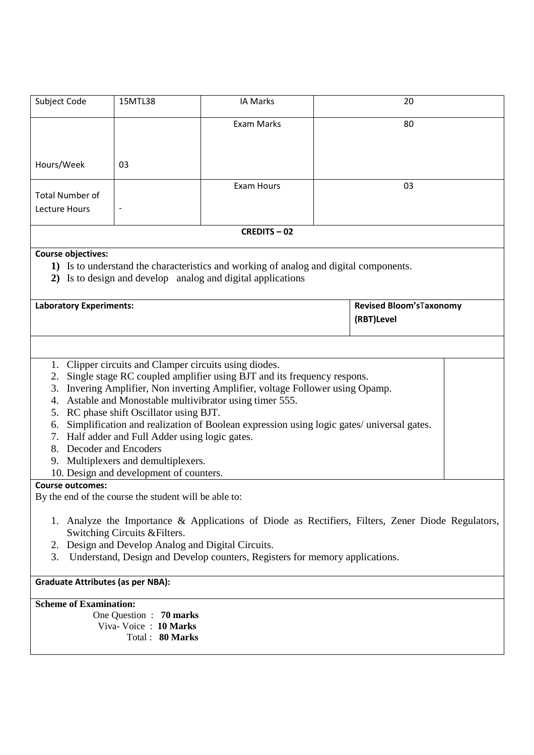| | | | |
|---|---|---|---|
| Subject Code | 15MTL38 | IA Marks | 20 |
| Hours/Week | 03 | Exam Marks | 80 |
| Total Number of Lecture Hours | - | Exam Hours | 03 |

**CREDITS – 02**

**Course objectives:**

1) Is to understand the characteristics and working of analog and digital components.
2) Is to design and develop analog and digital applications

| Laboratory Experiments: | Revised Bloom'sTaxonomy (RBT)Level |
|---|---|
| 1. Clipper circuits and Clamper circuits using diodes.<br>2. Single stage RC coupled amplifier using BJT and its frequency respons.<br>3. Invering Amplifier, Non inverting Amplifier, voltage Follower using Opamp.<br>4. Astable and Monostable multivibrator using timer 555.<br>5. RC phase shift Oscillator using BJT.<br>6. Simplification and realization of Boolean expression using logic gates/ universal gates.<br>7. Half adder and Full Adder using logic gates.<br>8. Decoder and Encoders<br>9. Multiplexers and demultiplexers.<br>10. Design and development of counters. | |

**Course outcomes:**

By the end of the course the student will be able to:

1. Analyze the Importance & Applications of Diode as Rectifiers, Filters, Zener Diode Regulators, Switching Circuits &Filters.
2. Design and Develop Analog and Digital Circuits.
3. Understand, Design and Develop counters, Registers for memory applications.

**Graduate Attributes (as per NBA):**

**Scheme of Examination:**

One Question : **70 marks**
Viva- Voice : **10 Marks**
Total : **80 Marks**